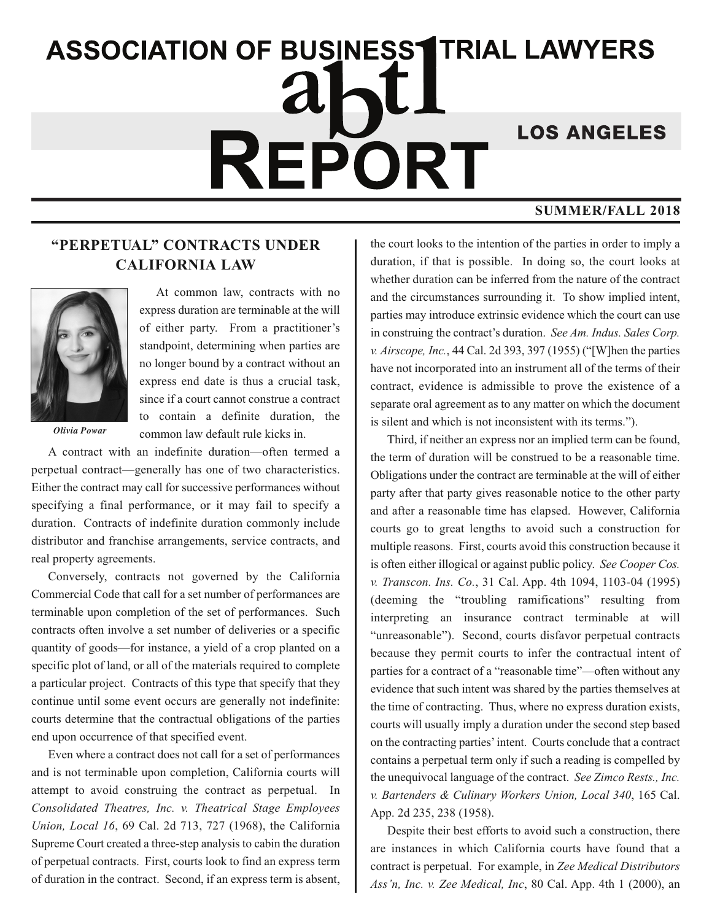# ASSOCIATION OF BUSINESS TRIAL LAWYERS

# abtl REPORT

## LOS ANGELES

**SUMMER/FALL 2018**

## "PERPETUAL" CONTRACTS UNDER CALIFORNIA LAW

*Olivia Powar*

At common law, contracts with no express duration are terminable at the will of either party. From a practitioner's standpoint, determining when parties are no longer bound by a contract without an express end date is thus a crucial task, since if a court cannot construe a contract to contain a definite duration, the common law default rule kicks in.

A contract with an indefinite duration—often termed a perpetual contract—generally has one of two characteristics. Either the contract may call for successive performances without specifying a final performance, or it may fail to specify a duration. Contracts of indefinite duration commonly include distributor and franchise arrangements, service contracts, and real property agreements.

Conversely, contracts not governed by the California Commercial Code that call for a set number of performances are terminable upon completion of the set of performances. Such contracts often involve a set number of deliveries or a specific quantity of goods—for instance, a yield of a crop planted on a specific plot of land, or all of the materials required to complete a particular project. Contracts of this type that specify that they continue until some event occurs are generally not indefinite: courts determine that the contractual obligations of the parties end upon occurrence of that specified event.

Even where a contract does not call for a set of performances and is not terminable upon completion, California courts will attempt to avoid construing the contract as perpetual. In *Consolidated Theatres, Inc. v. Theatrical Stage Employees Union, Local 16*, 69 Cal. 2d 713, 727 (1968), the California Supreme Court created a three-step analysis to cabin the duration of perpetual contracts. First, courts look to find an express term of duration in the contract. Second, if an express term is absent, the court looks to the intention of the parties in order to imply a duration, if that is possible. In doing so, the court looks at whether duration can be inferred from the nature of the contract and the circumstances surrounding it. To show implied intent, parties may introduce extrinsic evidence which the court can use in construing the contract's duration. *See Am. Indus. Sales Corp. v. Airscope, Inc.*, 44 Cal. 2d 393, 397 (1955) ("[W]hen the parties have not incorporated into an instrument all of the terms of their contract, evidence is admissible to prove the existence of a separate oral agreement as to any matter on which the document is silent and which is not inconsistent with its terms.").

Third, if neither an express nor an implied term can be found, the term of duration will be construed to be a reasonable time. Obligations under the contract are terminable at the will of either party after that party gives reasonable notice to the other party and after a reasonable time has elapsed. However, California courts go to great lengths to avoid such a construction for multiple reasons. First, courts avoid this construction because it is often either illogical or against public policy. *See Cooper Cos. v. Transcon. Ins. Co.*, 31 Cal. App. 4th 1094, 1103-04 (1995) (deeming the "troubling ramifications" resulting from interpreting an insurance contract terminable at will "unreasonable"). Second, courts disfavor perpetual contracts because they permit courts to infer the contractual intent of parties for a contract of a "reasonable time"—often without any evidence that such intent was shared by the parties themselves at the time of contracting. Thus, where no express duration exists, courts will usually imply a duration under the second step based on the contracting parties' intent. Courts conclude that a contract contains a perpetual term only if such a reading is compelled by the unequivocal language of the contract. *See Zimco Rests., Inc. v. Bartenders & Culinary Workers Union, Local 340*, 165 Cal. App. 2d 235, 238 (1958).

Despite their best efforts to avoid such a construction, there are instances in which California courts have found that a contract is perpetual. For example, in *Zee Medical Distributors Ass'n, Inc. v. Zee Medical, Inc*, 80 Cal. App. 4th 1 (2000), an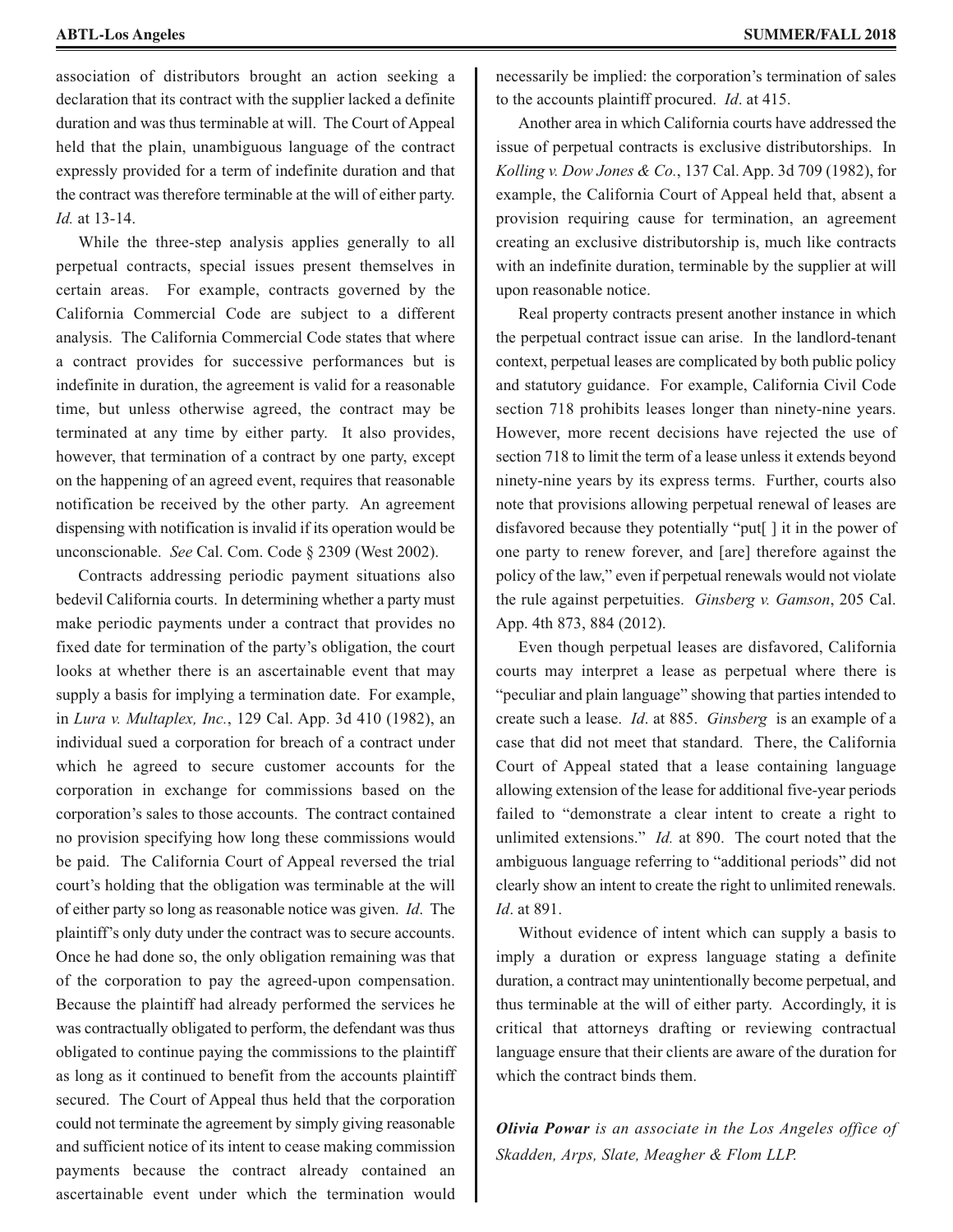association of distributors brought an action seeking a declaration that its contract with the supplier lacked a definite duration and was thus terminable at will. The Court of Appeal held that the plain, unambiguous language of the contract expressly provided for a term of indefinite duration and that the contract was therefore terminable at the will of either party. *Id.* at 13-14.

While the three-step analysis applies generally to all perpetual contracts, special issues present themselves in certain areas. For example, contracts governed by the California Commercial Code are subject to a different analysis. The California Commercial Code states that where a contract provides for successive performances but is indefinite in duration, the agreement is valid for a reasonable time, but unless otherwise agreed, the contract may be terminated at any time by either party. It also provides, however, that termination of a contract by one party, except on the happening of an agreed event, requires that reasonable notification be received by the other party. An agreement dispensing with notification is invalid if its operation would be unconscionable. *See* Cal. Com. Code § 2309 (West 2002).

Contracts addressing periodic payment situations also bedevil California courts. In determining whether a party must make periodic payments under a contract that provides no fixed date for termination of the party's obligation, the court looks at whether there is an ascertainable event that may supply a basis for implying a termination date. For example, in *Lura v. Multaplex, Inc.*, 129 Cal. App. 3d 410 (1982), an individual sued a corporation for breach of a contract under which he agreed to secure customer accounts for the corporation in exchange for commissions based on the corporation's sales to those accounts. The contract contained no provision specifying how long these commissions would be paid. The California Court of Appeal reversed the trial court's holding that the obligation was terminable at the will of either party so long as reasonable notice was given. *Id*. The plaintiff's only duty under the contract was to secure accounts. Once he had done so, the only obligation remaining was that of the corporation to pay the agreed-upon compensation. Because the plaintiff had already performed the services he was contractually obligated to perform, the defendant was thus obligated to continue paying the commissions to the plaintiff as long as it continued to benefit from the accounts plaintiff secured. The Court of Appeal thus held that the corporation could not terminate the agreement by simply giving reasonable and sufficient notice of its intent to cease making commission payments because the contract already contained an ascertainable event under which the termination would necessarily be implied: the corporation's termination of sales to the accounts plaintiff procured. *Id*. at 415.

Another area in which California courts have addressed the issue of perpetual contracts is exclusive distributorships. In *Kolling v. Dow Jones & Co.*, 137 Cal. App. 3d 709 (1982), for example, the California Court of Appeal held that, absent a provision requiring cause for termination, an agreement creating an exclusive distributorship is, much like contracts with an indefinite duration, terminable by the supplier at will upon reasonable notice.

Real property contracts present another instance in which the perpetual contract issue can arise. In the landlord-tenant context, perpetual leases are complicated by both public policy and statutory guidance. For example, California Civil Code section 718 prohibits leases longer than ninety-nine years. However, more recent decisions have rejected the use of section 718 to limit the term of a lease unless it extends beyond ninety-nine years by its express terms. Further, courts also note that provisions allowing perpetual renewal of leases are disfavored because they potentially "put[ ] it in the power of one party to renew forever, and [are] therefore against the policy of the law," even if perpetual renewals would not violate the rule against perpetuities. *Ginsberg v. Gamson*, 205 Cal. App. 4th 873, 884 (2012).

Even though perpetual leases are disfavored, California courts may interpret a lease as perpetual where there is "peculiar and plain language" showing that parties intended to create such a lease. *Id*. at 885. *Ginsberg* is an example of a case that did not meet that standard. There, the California Court of Appeal stated that a lease containing language allowing extension of the lease for additional five-year periods failed to "demonstrate a clear intent to create a right to unlimited extensions." *Id.* at 890. The court noted that the ambiguous language referring to "additional periods" did not clearly show an intent to create the right to unlimited renewals. *Id*. at 891.

Without evidence of intent which can supply a basis to imply a duration or express language stating a definite duration, a contract may unintentionally become perpetual, and thus terminable at the will of either party. Accordingly, it is critical that attorneys drafting or reviewing contractual language ensure that their clients are aware of the duration for which the contract binds them.

***Olivia Powar*** *is an associate in the Los Angeles office of Skadden, Arps, Slate, Meagher & Flom LLP.*